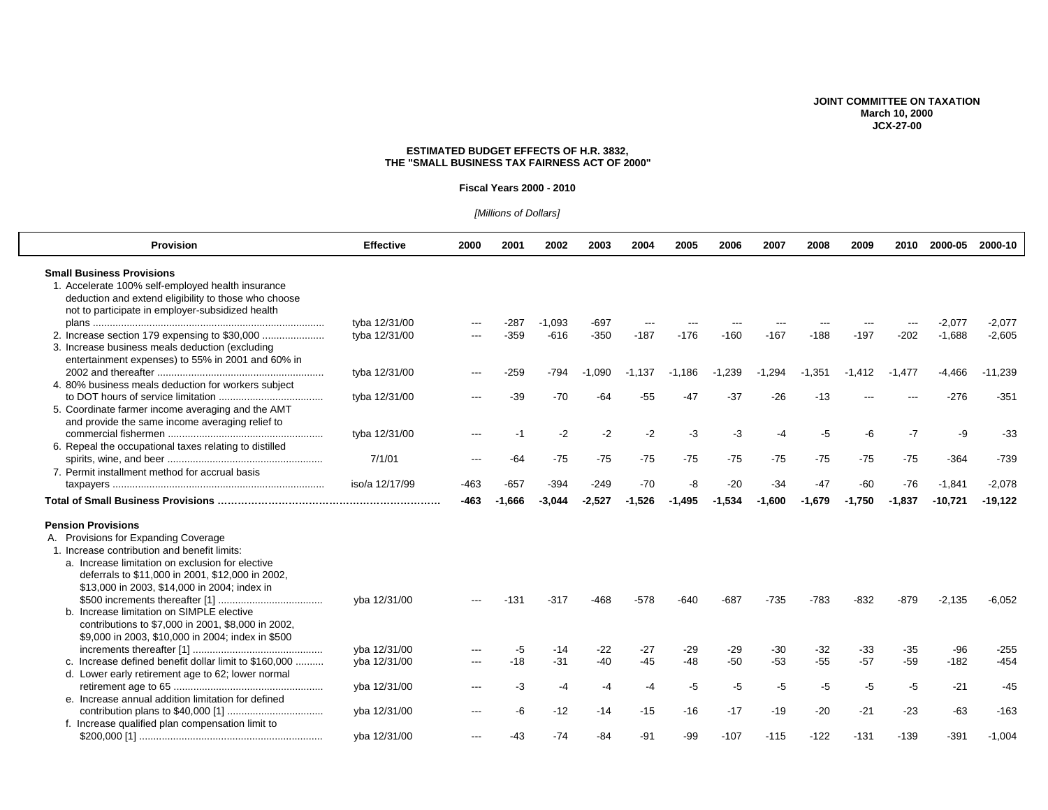**JOINT COMMITTEE ON TAXATION**
**March 10, 2000**
**JCX-27-00**

**ESTIMATED BUDGET EFFECTS OF H.R. 3832,**
**THE "SMALL BUSINESS TAX FAIRNESS ACT OF 2000"**

**Fiscal Years 2000 - 2010**

*[Millions of Dollars]*

| Provision | Effective | 2000 | 2001 | 2002 | 2003 | 2004 | 2005 | 2006 | 2007 | 2008 | 2009 | 2010 | 2000-05 | 2000-10 |
|---|---|---|---|---|---|---|---|---|---|---|---|---|---|---|
| **Small Business Provisions** | | | | | | | | | | | | | | |
| 1. Accelerate 100% self-employed health insurance deduction and extend eligibility to those who choose not to participate in employer-subsidized health plans | tyba 12/31/00 | --- | -287 | -1,093 | -697 | --- | --- | --- | --- | --- | --- | --- | -2,077 | -2,077 |
| 2. Increase section 179 expensing to $30,000 | tyba 12/31/00 | --- | -359 | -616 | -350 | -187 | -176 | -160 | -167 | -188 | -197 | -202 | -1,688 | -2,605 |
| 3. Increase business meals deduction (excluding entertainment expenses) to 55% in 2001 and 60% in 2002 and thereafter | tyba 12/31/00 | --- | -259 | -794 | -1,090 | -1,137 | -1,186 | -1,239 | -1,294 | -1,351 | -1,412 | -1,477 | -4,466 | -11,239 |
| 4. 80% business meals deduction for workers subject to DOT hours of service limitation | tyba 12/31/00 | --- | -39 | -70 | -64 | -55 | -47 | -37 | -26 | -13 | --- | --- | -276 | -351 |
| 5. Coordinate farmer income averaging and the AMT and provide the same income averaging relief to commercial fishermen | tyba 12/31/00 | --- | -1 | -2 | -2 | -2 | -3 | -3 | -4 | -5 | -6 | -7 | -9 | -33 |
| 6. Repeal the occupational taxes relating to distilled spirits, wine, and beer | 7/1/01 | --- | -64 | -75 | -75 | -75 | -75 | -75 | -75 | -75 | -75 | -75 | -364 | -739 |
| 7. Permit installment method for accrual basis taxpayers | iso/a 12/17/99 | -463 | -657 | -394 | -249 | -70 | -8 | -20 | -34 | -47 | -60 | -76 | -1,841 | -2,078 |
| **Total of Small Business Provisions** | | **-463** | **-1,666** | **-3,044** | **-2,527** | **-1,526** | **-1,495** | **-1,534** | **-1,600** | **-1,679** | **-1,750** | **-1,837** | **-10,721** | **-19,122** |
| **Pension Provisions** | | | | | | | | | | | | | | |
| A. Provisions for Expanding Coverage | | | | | | | | | | | | | | |
| 1. Increase contribution and benefit limits: | | | | | | | | | | | | | | |
| a. Increase limitation on exclusion for elective deferrals to $11,000 in 2001, $12,000 in 2002, $13,000 in 2003, $14,000 in 2004; index in $500 increments thereafter [1] | yba 12/31/00 | --- | -131 | -317 | -468 | -578 | -640 | -687 | -735 | -783 | -832 | -879 | -2,135 | -6,052 |
| b. Increase limitation on SIMPLE elective contributions to $7,000 in 2001, $8,000 in 2002, $9,000 in 2003, $10,000 in 2004; index in $500 increments thereafter [1] | yba 12/31/00 | --- | -5 | -14 | -22 | -27 | -29 | -29 | -30 | -32 | -33 | -35 | -96 | -255 |
| c. Increase defined benefit dollar limit to $160,000 | yba 12/31/00 | --- | -18 | -31 | -40 | -45 | -48 | -50 | -53 | -55 | -57 | -59 | -182 | -454 |
| d. Lower early retirement age to 62; lower normal retirement age to 65 | yba 12/31/00 | --- | -3 | -4 | -4 | -4 | -5 | -5 | -5 | -5 | -5 | -5 | -21 | -45 |
| e. Increase annual addition limitation for defined contribution plans to $40,000 [1] | yba 12/31/00 | --- | -6 | -12 | -14 | -15 | -16 | -17 | -19 | -20 | -21 | -23 | -63 | -163 |
| f. Increase qualified plan compensation limit to $200,000 [1] | yba 12/31/00 | --- | -43 | -74 | -84 | -91 | -99 | -107 | -115 | -122 | -131 | -139 | -391 | -1,004 |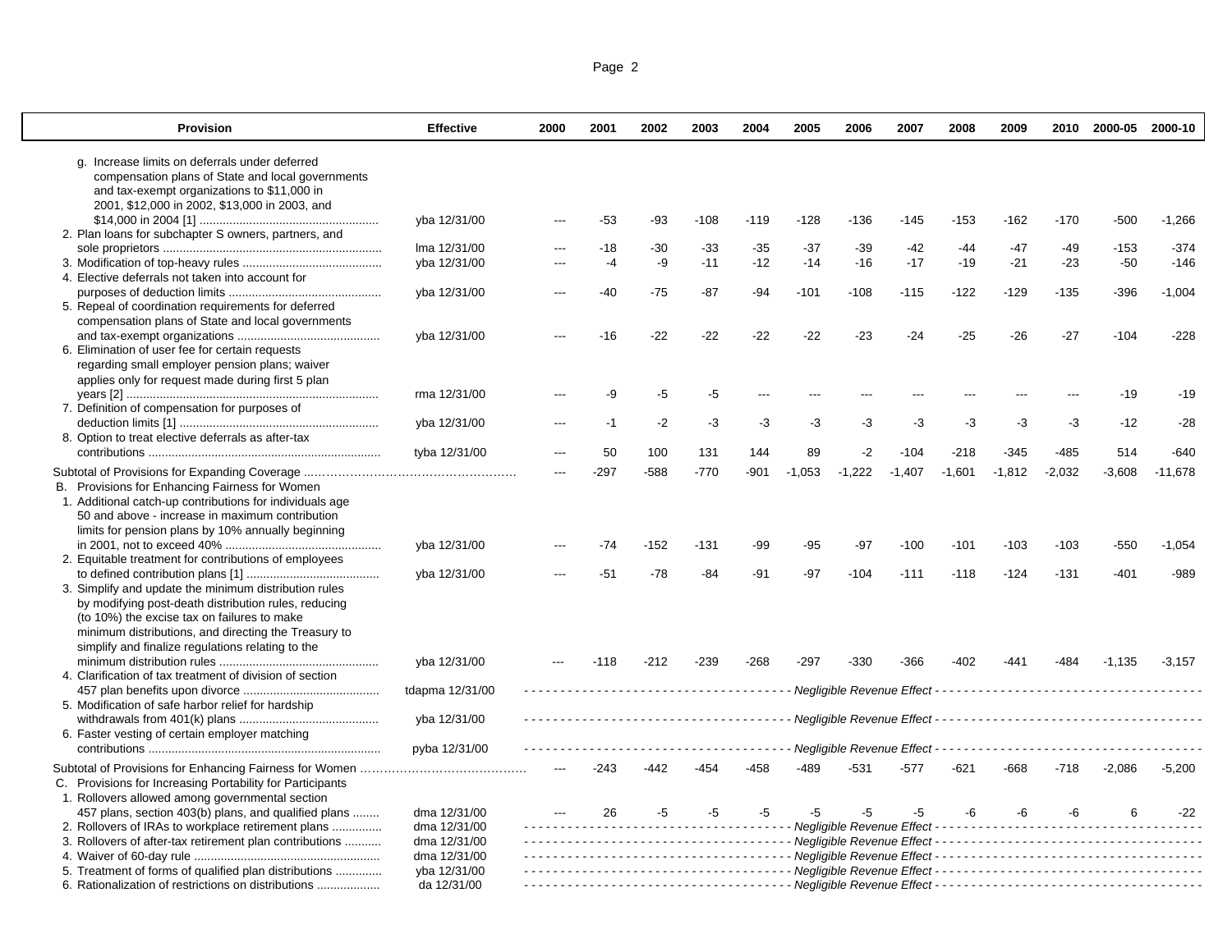| Provision | Effective | 2000 | 2001 | 2002 | 2003 | 2004 | 2005 | 2006 | 2007 | 2008 | 2009 | 2010 | 2000-05 | 2000-10 |
|---|---|---|---|---|---|---|---|---|---|---|---|---|---|---|
| g. Increase limits on deferrals under deferred compensation plans of State and local governments and tax-exempt organizations to $11,000 in 2001, $12,000 in 2002, $13,000 in 2003, and $14,000 in 2004 [1] | yba 12/31/00 | --- | -53 | -93 | -108 | -119 | -128 | -136 | -145 | -153 | -162 | -170 | -500 | -1,266 |
| 2. Plan loans for subchapter S owners, partners, and sole proprietors | lma 12/31/00 | --- | -18 | -30 | -33 | -35 | -37 | -39 | -42 | -44 | -47 | -49 | -153 | -374 |
| 3. Modification of top-heavy rules | yba 12/31/00 | --- | -4 | -9 | -11 | -12 | -14 | -16 | -17 | -19 | -21 | -23 | -50 | -146 |
| 4. Elective deferrals not taken into account for purposes of deduction limits | yba 12/31/00 | --- | -40 | -75 | -87 | -94 | -101 | -108 | -115 | -122 | -129 | -135 | -396 | -1,004 |
| 5. Repeal of coordination requirements for deferred compensation plans of State and local governments and tax-exempt organizations | yba 12/31/00 | --- | -16 | -22 | -22 | -22 | -22 | -23 | -24 | -25 | -26 | -27 | -104 | -228 |
| 6. Elimination of user fee for certain requests regarding small employer pension plans; waiver applies only for request made during first 5 plan years [2] | rma 12/31/00 | --- | -9 | -5 | -5 | --- | --- | --- | --- | --- | --- | --- | -19 | -19 |
| 7. Definition of compensation for purposes of deduction limits [1] | yba 12/31/00 | --- | -1 | -2 | -3 | -3 | -3 | -3 | -3 | -3 | -3 | -3 | -12 | -28 |
| 8. Option to treat elective deferrals as after-tax contributions | tyba 12/31/00 | --- | 50 | 100 | 131 | 144 | 89 | -2 | -104 | -218 | -345 | -485 | 514 | -640 |
| Subtotal of Provisions for Expanding Coverage | | --- | -297 | -588 | -770 | -901 | -1,053 | -1,222 | -1,407 | -1,601 | -1,812 | -2,032 | -3,608 | -11,678 |
| B. Provisions for Enhancing Fairness for Women | | | | | | | | | | | | | | |
| 1. Additional catch-up contributions for individuals age 50 and above - increase in maximum contribution limits for pension plans by 10% annually beginning in 2001, not to exceed 40% | yba 12/31/00 | --- | -74 | -152 | -131 | -99 | -95 | -97 | -100 | -101 | -103 | -103 | -550 | -1,054 |
| 2. Equitable treatment for contributions of employees to defined contribution plans [1] | yba 12/31/00 | --- | -51 | -78 | -84 | -91 | -97 | -104 | -111 | -118 | -124 | -131 | -401 | -989 |
| 3. Simplify and update the minimum distribution rules by modifying post-death distribution rules, reducing (to 10%) the excise tax on failures to make minimum distributions, and directing the Treasury to simplify and finalize regulations relating to the minimum distribution rules | yba 12/31/00 | --- | -118 | -212 | -239 | -268 | -297 | -330 | -366 | -402 | -441 | -484 | -1,135 | -3,157 |
| 4. Clarification of tax treatment of division of section 457 plan benefits upon divorce | tdapma 12/31/00 | *Negligible Revenue Effect* | | | | | | | | | | | | |
| 5. Modification of safe harbor relief for hardship withdrawals from 401(k) plans | yba 12/31/00 | *Negligible Revenue Effect* | | | | | | | | | | | | |
| 6. Faster vesting of certain employer matching contributions | pyba 12/31/00 | *Negligible Revenue Effect* | | | | | | | | | | | | |
| Subtotal of Provisions for Enhancing Fairness for Women | | --- | -243 | -442 | -454 | -458 | -489 | -531 | -577 | -621 | -668 | -718 | -2,086 | -5,200 |
| C. Provisions for Increasing Portability for Participants | | | | | | | | | | | | | | |
| 1. Rollovers allowed among governmental section 457 plans, section 403(b) plans, and qualified plans | dma 12/31/00 | --- | 26 | -5 | -5 | -5 | -5 | -5 | -5 | -6 | -6 | -6 | 6 | -22 |
| 2. Rollovers of IRAs to workplace retirement plans | dma 12/31/00 | *Negligible Revenue Effect* | | | | | | | | | | | | |
| 3. Rollovers of after-tax retirement plan contributions | dma 12/31/00 | *Negligible Revenue Effect* | | | | | | | | | | | | |
| 4. Waiver of 60-day rule | dma 12/31/00 | *Negligible Revenue Effect* | | | | | | | | | | | | |
| 5. Treatment of forms of qualified plan distributions | yba 12/31/00 | *Negligible Revenue Effect* | | | | | | | | | | | | |
| 6. Rationalization of restrictions on distributions | da 12/31/00 | *Negligible Revenue Effect* | | | | | | | | | | | | |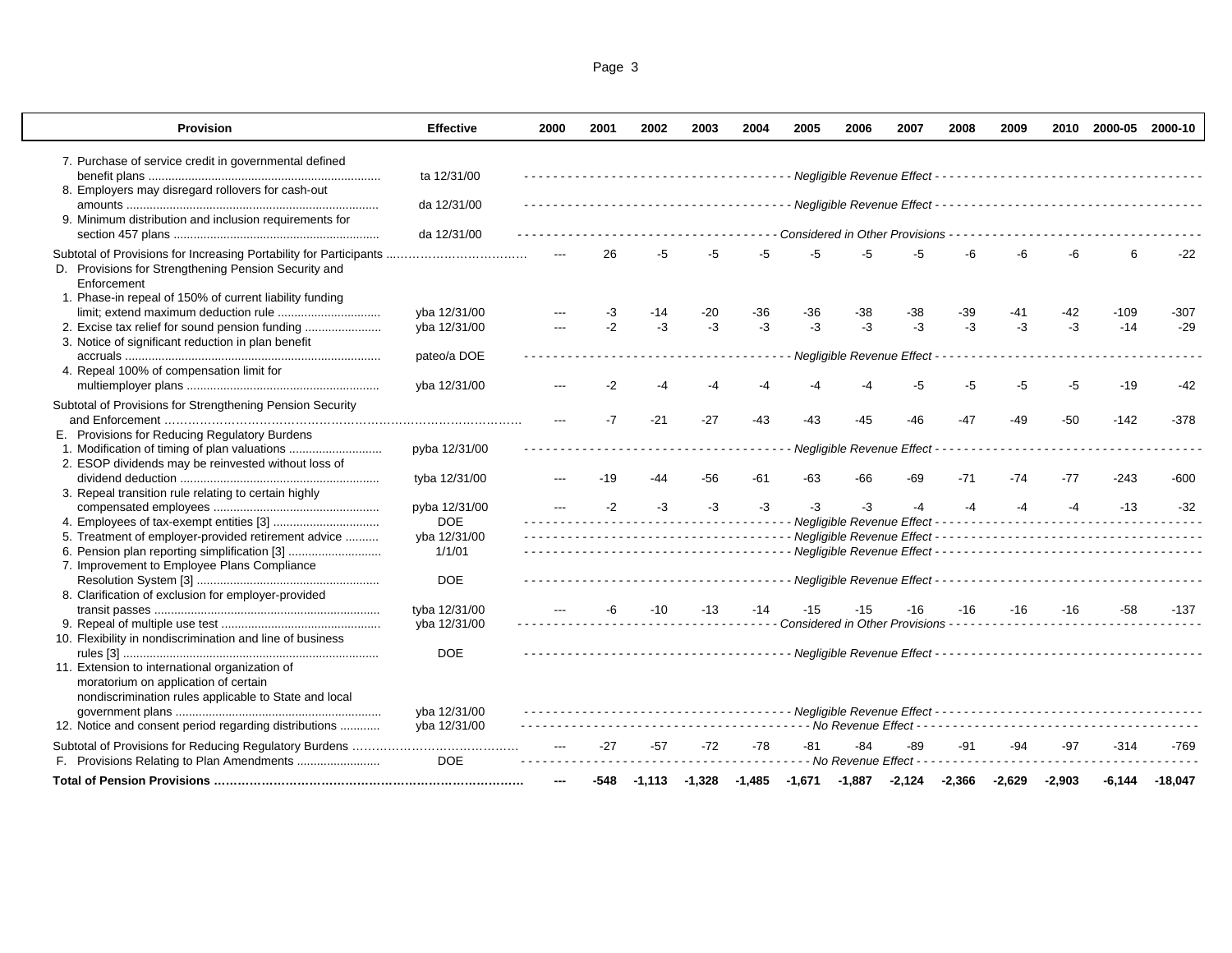| Provision | Effective | 2000 | 2001 | 2002 | 2003 | 2004 | 2005 | 2006 | 2007 | 2008 | 2009 | 2010 | 2000-05 | 2000-10 |
|---|---|---|---|---|---|---|---|---|---|---|---|---|---|---|
| 7. Purchase of service credit in governmental defined benefit plans | ta 12/31/00 | Negligible Revenue Effect | | | | | | | | | | | | |
| 8. Employers may disregard rollovers for cash-out amounts | da 12/31/00 | Negligible Revenue Effect | | | | | | | | | | | | |
| 9. Minimum distribution and inclusion requirements for section 457 plans | da 12/31/00 | Considered in Other Provisions | | | | | | | | | | | | |
| Subtotal of Provisions for Increasing Portability for Participants | | --- | 26 | -5 | -5 | -5 | -5 | -5 | -5 | -6 | -6 | -6 | 6 | -22 |
| D. Provisions for Strengthening Pension Security and Enforcement | | | | | | | | | | | | | | |
| 1. Phase-in repeal of 150% of current liability funding limit; extend maximum deduction rule | yba 12/31/00 | --- | -3 | -14 | -20 | -36 | -36 | -38 | -38 | -39 | -41 | -42 | -109 | -307 |
| 2. Excise tax relief for sound pension funding | yba 12/31/00 | --- | -2 | -3 | -3 | -3 | -3 | -3 | -3 | -3 | -3 | -3 | -14 | -29 |
| 3. Notice of significant reduction in plan benefit accruals | pateo/a DOE | Negligible Revenue Effect | | | | | | | | | | | | |
| 4. Repeal 100% of compensation limit for multiemployer plans | yba 12/31/00 | --- | -2 | -4 | -4 | -4 | -4 | -4 | -5 | -5 | -5 | -5 | -19 | -42 |
| Subtotal of Provisions for Strengthening Pension Security and Enforcement | | --- | -7 | -21 | -27 | -43 | -43 | -45 | -46 | -47 | -49 | -50 | -142 | -378 |
| E. Provisions for Reducing Regulatory Burdens | | | | | | | | | | | | | | |
| 1. Modification of timing of plan valuations | pyba 12/31/00 | Negligible Revenue Effect | | | | | | | | | | | | |
| 2. ESOP dividends may be reinvested without loss of dividend deduction | tyba 12/31/00 | --- | -19 | -44 | -56 | -61 | -63 | -66 | -69 | -71 | -74 | -77 | -243 | -600 |
| 3. Repeal transition rule relating to certain highly compensated employees | pyba 12/31/00 | --- | -2 | -3 | -3 | -3 | -3 | -3 | -4 | -4 | -4 | -4 | -13 | -32 |
| 4. Employees of tax-exempt entities [3] | DOE | Negligible Revenue Effect | | | | | | | | | | | | |
| 5. Treatment of employer-provided retirement advice | yba 12/31/00 | Negligible Revenue Effect | | | | | | | | | | | | |
| 6. Pension plan reporting simplification [3] | 1/1/01 | Negligible Revenue Effect | | | | | | | | | | | | |
| 7. Improvement to Employee Plans Compliance Resolution System [3] | DOE | Negligible Revenue Effect | | | | | | | | | | | | |
| 8. Clarification of exclusion for employer-provided transit passes | tyba 12/31/00 | --- | -6 | -10 | -13 | -14 | -15 | -15 | -16 | -16 | -16 | -16 | -58 | -137 |
| 9. Repeal of multiple use test | yba 12/31/00 | Considered in Other Provisions | | | | | | | | | | | | |
| 10. Flexibility in nondiscrimination and line of business rules [3] | DOE | Negligible Revenue Effect | | | | | | | | | | | | |
| 11. Extension to international organization of moratorium on application of certain nondiscrimination rules applicable to State and local government plans | yba 12/31/00 | Negligible Revenue Effect | | | | | | | | | | | | |
| 12. Notice and consent period regarding distributions | yba 12/31/00 | No Revenue Effect | | | | | | | | | | | | |
| Subtotal of Provisions for Reducing Regulatory Burdens | | --- | -27 | -57 | -72 | -78 | -81 | -84 | -89 | -91 | -94 | -97 | -314 | -769 |
| F. Provisions Relating to Plan Amendments | DOE | No Revenue Effect | | | | | | | | | | | | |
| **Total of Pension Provisions** | | **---** | **-548** | **-1,113** | **-1,328** | **-1,485** | **-1,671** | **-1,887** | **-2,124** | **-2,366** | **-2,629** | **-2,903** | **-6,144** | **-18,047** |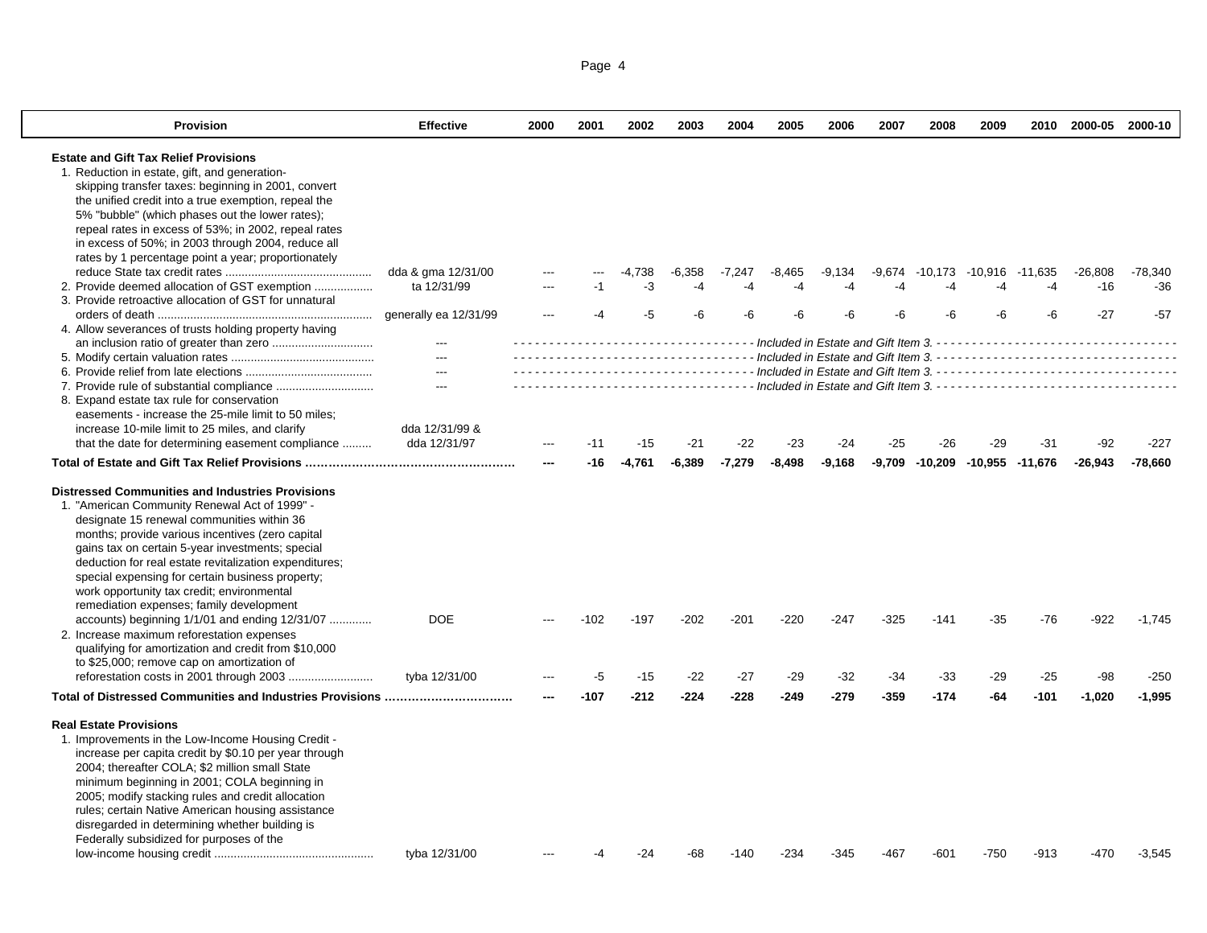| Provision | Effective | 2000 | 2001 | 2002 | 2003 | 2004 | 2005 | 2006 | 2007 | 2008 | 2009 | 2010 | 2000-05 | 2000-10 |
|---|---|---|---|---|---|---|---|---|---|---|---|---|---|---|
| **Estate and Gift Tax Relief Provisions** | | | | | | | | | | | | | | |
| 1. Reduction in estate, gift, and generation-skipping transfer taxes: beginning in 2001, convert the unified credit into a true exemption, repeal the 5% "bubble" (which phases out the lower rates); repeal rates in excess of 53%; in 2002, repeal rates in excess of 50%; in 2003 through 2004, reduce all rates by 1 percentage point a year; proportionately reduce State tax credit rates | dda & gma 12/31/00 | --- | --- | -4,738 | -6,358 | -7,247 | -8,465 | -9,134 | -9,674 | -10,173 | -10,916 | -11,635 | -26,808 | -78,340 |
| 2. Provide deemed allocation of GST exemption | ta 12/31/99 | --- | -1 | -3 | -4 | -4 | -4 | -4 | -4 | -4 | -4 | -4 | -16 | -36 |
| 3. Provide retroactive allocation of GST for unnatural orders of death | generally ea 12/31/99 | --- | -4 | -5 | -6 | -6 | -6 | -6 | -6 | -6 | -6 | -6 | -27 | -57 |
| 4. Allow severances of trusts holding property having an inclusion ratio of greater than zero | --- | *Included in Estate and Gift Item 3.* | | | | | | | | | | | | |
| 5. Modify certain valuation rates | --- | *Included in Estate and Gift Item 3.* | | | | | | | | | | | | |
| 6. Provide relief from late elections | --- | *Included in Estate and Gift Item 3.* | | | | | | | | | | | | |
| 7. Provide rule of substantial compliance | --- | *Included in Estate and Gift Item 3.* | | | | | | | | | | | | |
| 8. Expand estate tax rule for conservation easements - increase the 25-mile limit to 50 miles; increase 10-mile limit to 25 miles, and clarify that the date for determining easement compliance | dda 12/31/99 & dda 12/31/97 | --- | -11 | -15 | -21 | -22 | -23 | -24 | -25 | -26 | -29 | -31 | -92 | -227 |
| **Total of Estate and Gift Tax Relief Provisions** | | **---** | **-16** | **-4,761** | **-6,389** | **-7,279** | **-8,498** | **-9,168** | **-9,709** | **-10,209** | **-10,955** | **-11,676** | **-26,943** | **-78,660** |
| **Distressed Communities and Industries Provisions** | | | | | | | | | | | | | | |
| 1. "American Community Renewal Act of 1999" - designate 15 renewal communities within 36 months; provide various incentives (zero capital gains tax on certain 5-year investments; special deduction for real estate revitalization expenditures; special expensing for certain business property; work opportunity tax credit; environmental remediation expenses; family development accounts) beginning 1/1/01 and ending 12/31/07 | DOE | --- | -102 | -197 | -202 | -201 | -220 | -247 | -325 | -141 | -35 | -76 | -922 | -1,745 |
| 2. Increase maximum reforestation expenses qualifying for amortization and credit from $10,000 to $25,000; remove cap on amortization of reforestation costs in 2001 through 2003 | tyba 12/31/00 | --- | -5 | -15 | -22 | -27 | -29 | -32 | -34 | -33 | -29 | -25 | -98 | -250 |
| **Total of Distressed Communities and Industries Provisions** | | **---** | **-107** | **-212** | **-224** | **-228** | **-249** | **-279** | **-359** | **-174** | **-64** | **-101** | **-1,020** | **-1,995** |
| **Real Estate Provisions** | | | | | | | | | | | | | | |
| 1. Improvements in the Low-Income Housing Credit - increase per capita credit by $0.10 per year through 2004; thereafter COLA; $2 million small State minimum beginning in 2001; COLA beginning in 2005; modify stacking rules and credit allocation rules; certain Native American housing assistance disregarded in determining whether building is Federally subsidized for purposes of the low-income housing credit | tyba 12/31/00 | --- | -4 | -24 | -68 | -140 | -234 | -345 | -467 | -601 | -750 | -913 | -470 | -3,545 |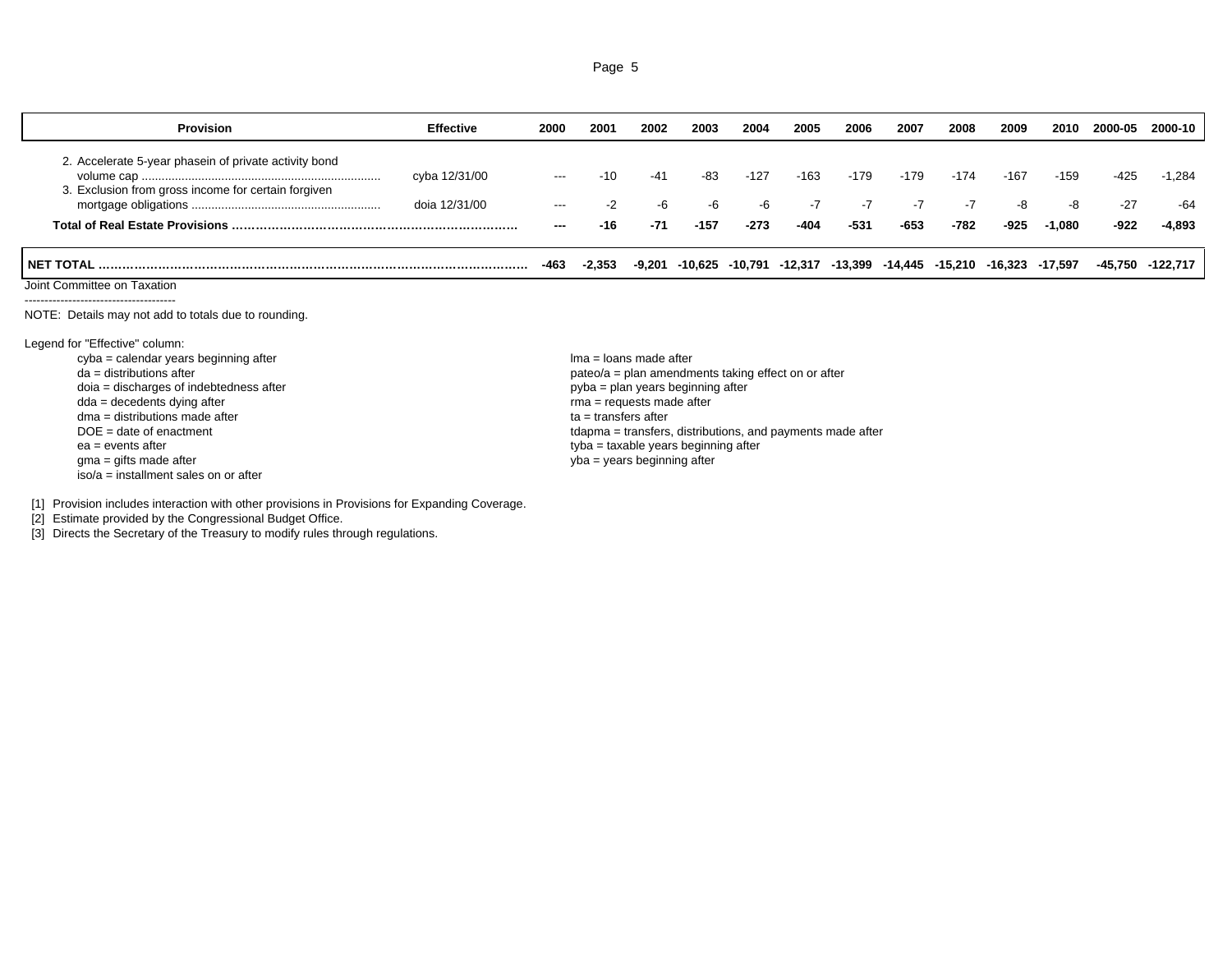| Provision | Effective | 2000 | 2001 | 2002 | 2003 | 2004 | 2005 | 2006 | 2007 | 2008 | 2009 | 2010 | 2000-05 | 2000-10 |
|---|---|---|---|---|---|---|---|---|---|---|---|---|---|---|
| 2. Accelerate 5-year phasein of private activity bond volume cap ........................................................................ | cyba 12/31/00 | --- | -10 | -41 | -83 | -127 | -163 | -179 | -179 | -174 | -167 | -159 | -425 | -1,284 |
| 3. Exclusion from gross income for certain forgiven mortgage obligations ........................................................ | doia 12/31/00 | --- | -2 | -6 | -6 | -6 | -7 | -7 | -7 | -7 | -8 | -8 | -27 | -64 |
| **Total of Real Estate Provisions ………………………………………………………………** | | **---** | **-16** | **-71** | **-157** | **-273** | **-404** | **-531** | **-653** | **-782** | **-925** | **-1,080** | **-922** | **-4,893** |
| **NET TOTAL ………………………………………………………………………………………………** | | **-463** | **-2,353** | **-9,201** | **-10,625** | **-10,791** | **-12,317** | **-13,399** | **-14,445** | **-15,210** | **-16,323** | **-17,597** | **-45,750** | **-122,717** |

Joint Committee on Taxation

--------------------------------------

NOTE: Details may not add to totals due to rounding.

Legend for "Effective" column:

cyba = calendar years beginning after
da = distributions after
doia = discharges of indebtedness after
dda = decedents dying after
dma = distributions made after
DOE = date of enactment
ea = events after
gma = gifts made after
iso/a = installment sales on or after
lma = loans made after
pateo/a = plan amendments taking effect on or after
pyba = plan years beginning after
rma = requests made after
ta = transfers after
tdapma = transfers, distributions, and payments made after
tyba = taxable years beginning after
yba = years beginning after

[1] Provision includes interaction with other provisions in Provisions for Expanding Coverage.
[2] Estimate provided by the Congressional Budget Office.
[3] Directs the Secretary of the Treasury to modify rules through regulations.